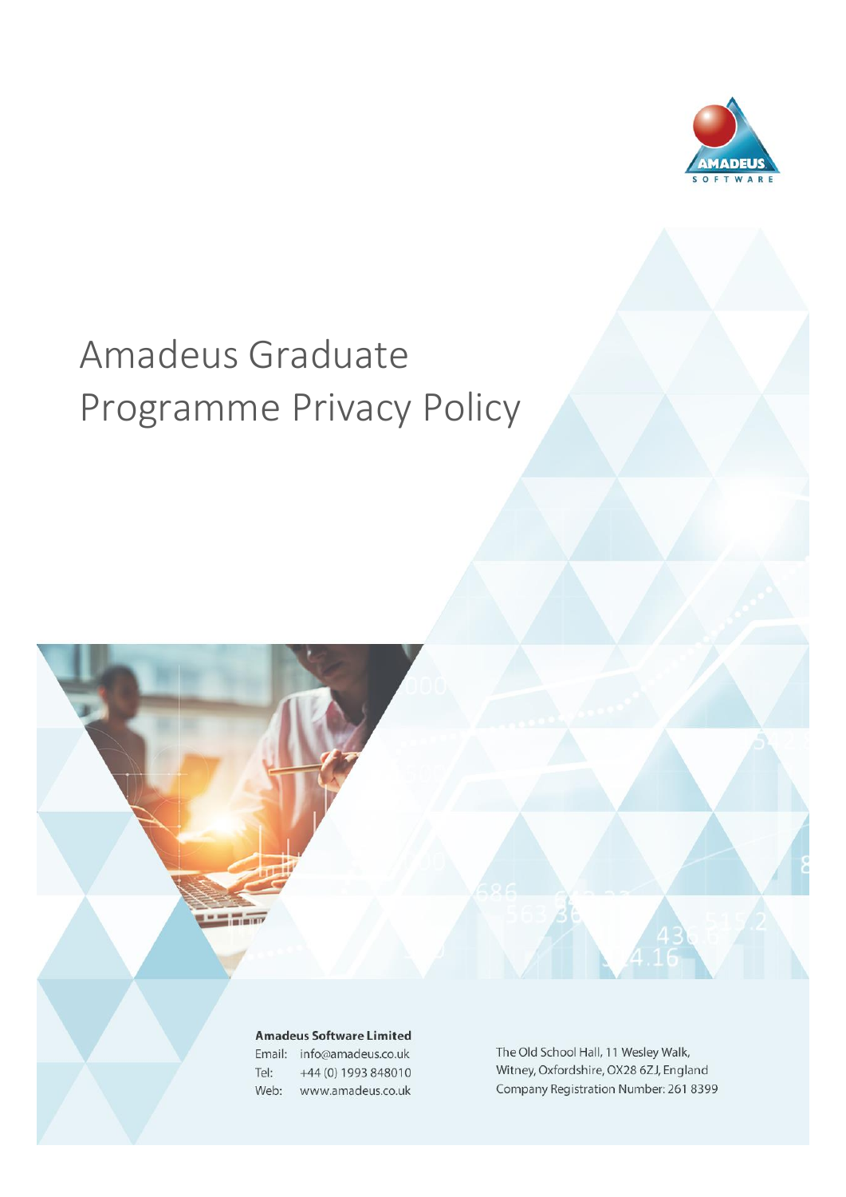# Amadeus Graduate Programme Privacy Policy

**Amadeus Software Limited**

Email: info@amadeus.co.uk
Tel: +44 (0) 1993 848010
Web: www.amadeus.co.uk

The Old School Hall, 11 Wesley Walk,
Witney, Oxfordshire, OX28 6ZJ, England
Company Registration Number: 261 8399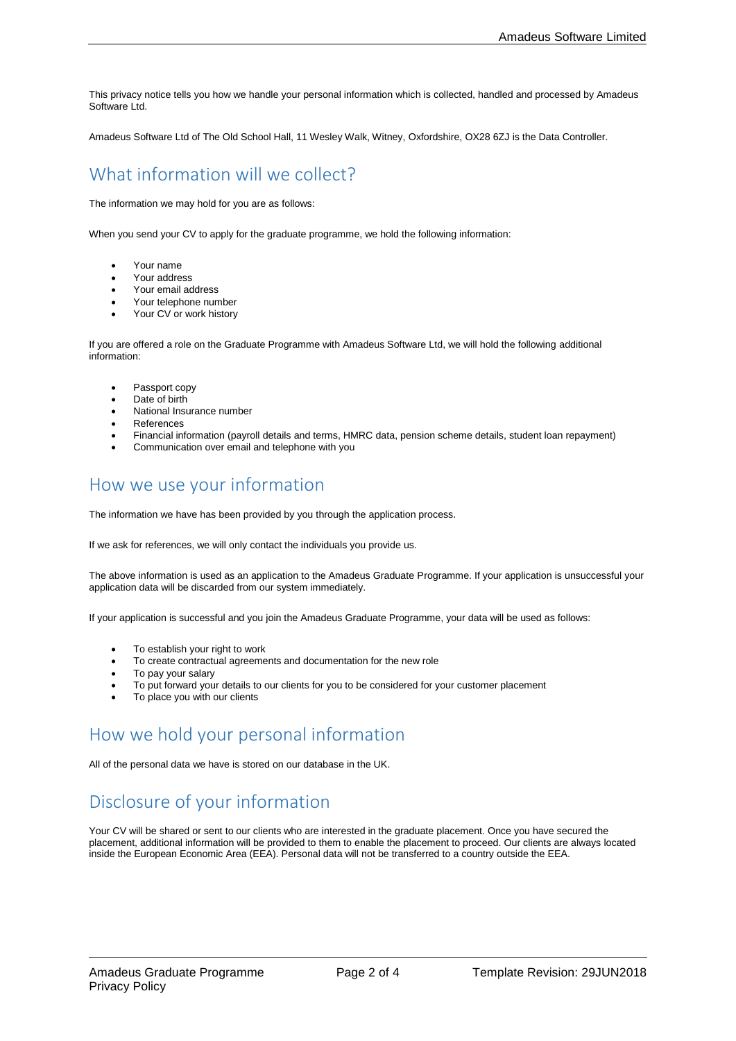This privacy notice tells you how we handle your personal information which is collected, handled and processed by Amadeus Software Ltd.

Amadeus Software Ltd of The Old School Hall, 11 Wesley Walk, Witney, Oxfordshire, OX28 6ZJ is the Data Controller.

## What information will we collect?

The information we may hold for you are as follows:

When you send your CV to apply for the graduate programme, we hold the following information:

- Your name
- Your address
- Your email address
- Your telephone number
- Your CV or work history

If you are offered a role on the Graduate Programme with Amadeus Software Ltd, we will hold the following additional information:

- Passport copy
- Date of birth
- National Insurance number
- References
- Financial information (payroll details and terms, HMRC data, pension scheme details, student loan repayment)
- Communication over email and telephone with you

## How we use your information

The information we have has been provided by you through the application process.

If we ask for references, we will only contact the individuals you provide us.

The above information is used as an application to the Amadeus Graduate Programme. If your application is unsuccessful your application data will be discarded from our system immediately.

If your application is successful and you join the Amadeus Graduate Programme, your data will be used as follows:

- To establish your right to work
- To create contractual agreements and documentation for the new role
- To pay your salary
- To put forward your details to our clients for you to be considered for your customer placement
- To place you with our clients

## How we hold your personal information

All of the personal data we have is stored on our database in the UK.

## Disclosure of your information

Your CV will be shared or sent to our clients who are interested in the graduate placement. Once you have secured the placement, additional information will be provided to them to enable the placement to proceed. Our clients are always located inside the European Economic Area (EEA). Personal data will not be transferred to a country outside the EEA.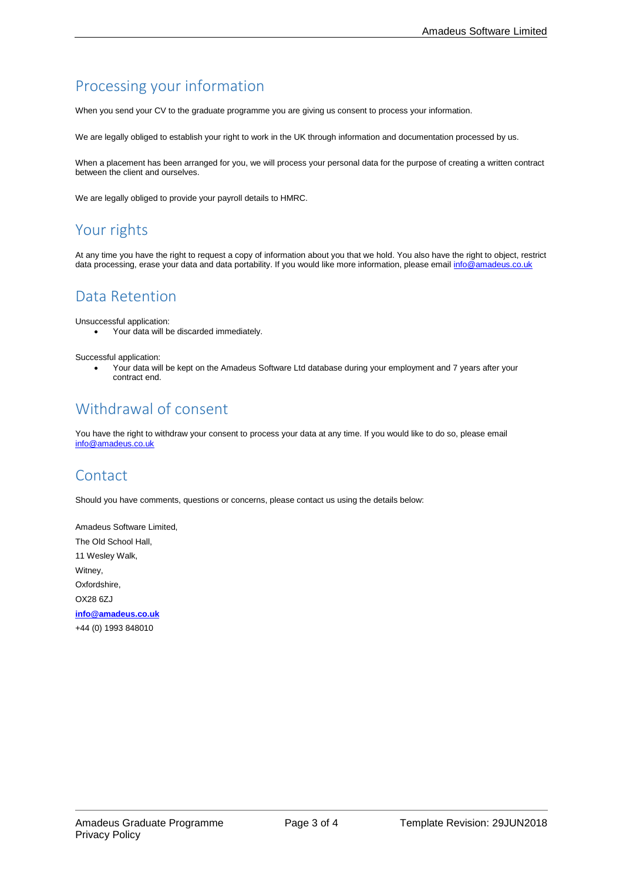## Processing your information

When you send your CV to the graduate programme you are giving us consent to process your information.

We are legally obliged to establish your right to work in the UK through information and documentation processed by us.

When a placement has been arranged for you, we will process your personal data for the purpose of creating a written contract between the client and ourselves.

We are legally obliged to provide your payroll details to HMRC.

## Your rights

At any time you have the right to request a copy of information about you that we hold. You also have the right to object, restrict data processing, erase your data and data portability. If you would like more information, please email info@amadeus.co.uk

## Data Retention

Unsuccessful application:

- Your data will be discarded immediately.

Successful application:

- Your data will be kept on the Amadeus Software Ltd database during your employment and 7 years after your contract end.

## Withdrawal of consent

You have the right to withdraw your consent to process your data at any time. If you would like to do so, please email info@amadeus.co.uk

## Contact

Should you have comments, questions or concerns, please contact us using the details below:

Amadeus Software Limited,
The Old School Hall,
11 Wesley Walk,
Witney,
Oxfordshire,
OX28 6ZJ
**info@amadeus.co.uk**
+44 (0) 1993 848010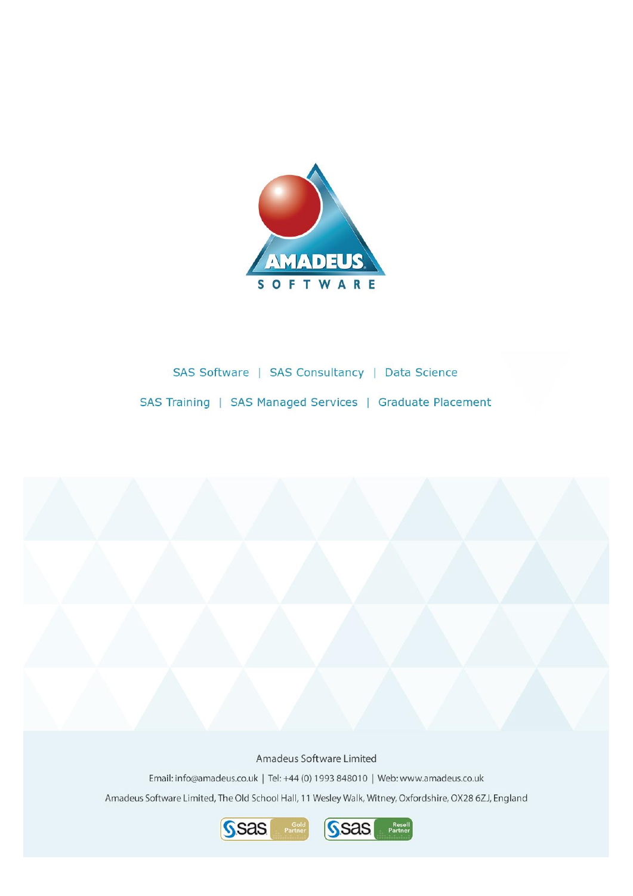AMADEUS
SOFTWARE

SAS Software | SAS Consultancy | Data Science

SAS Training | SAS Managed Services | Graduate Placement

Amadeus Software Limited

Email: info@amadeus.co.uk | Tel: +44 (0) 1993 848010 | Web: www.amadeus.co.uk

Amadeus Software Limited, The Old School Hall, 11 Wesley Walk, Witney, Oxfordshire, OX28 6ZJ, England

sas Gold Partner

sas Resell Partner